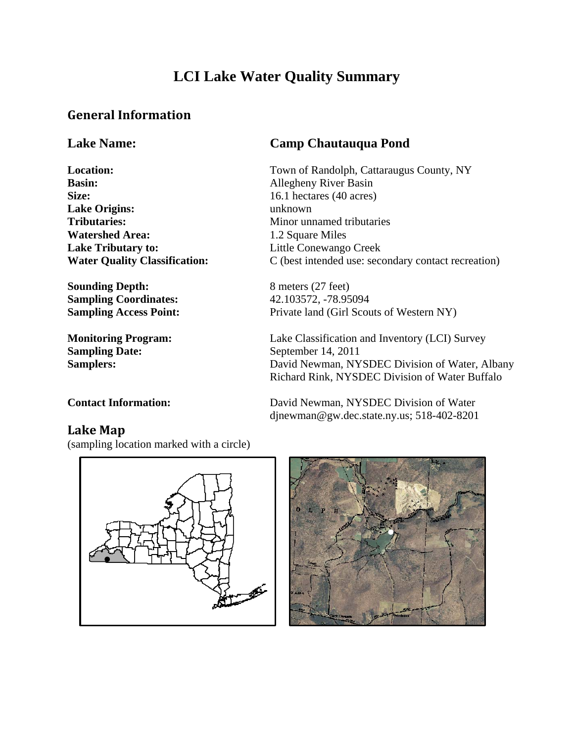# LCI Lake Water Quality Summary

## General Information

| | |
|---|---|
| **Lake Name:** | **Camp Chautauqua Pond** |
| **Location:** | Town of Randolph, Cattaraugus County, NY |
| **Basin:** | Allegheny River Basin |
| **Size:** | 16.1 hectares (40 acres) |
| **Lake Origins:** | unknown |
| **Tributaries:** | Minor unnamed tributaries |
| **Watershed Area:** | 1.2 Square Miles |
| **Lake Tributary to:** | Little Conewango Creek |
| **Water Quality Classification:** | C (best intended use: secondary contact recreation) |
| **Sounding Depth:** | 8 meters (27 feet) |
| **Sampling Coordinates:** | 42.103572, -78.95094 |
| **Sampling Access Point:** | Private land (Girl Scouts of Western NY) |
| **Monitoring Program:** | Lake Classification and Inventory (LCI) Survey |
| **Sampling Date:** | September 14, 2011 |
| **Samplers:** | David Newman, NYSDEC Division of Water, Albany<br>Richard Rink, NYSDEC Division of Water Buffalo |
| **Contact Information:** | David Newman, NYSDEC Division of Water<br>djnewman@gw.dec.state.ny.us; 518-402-8201 |

## Lake Map

(sampling location marked with a circle)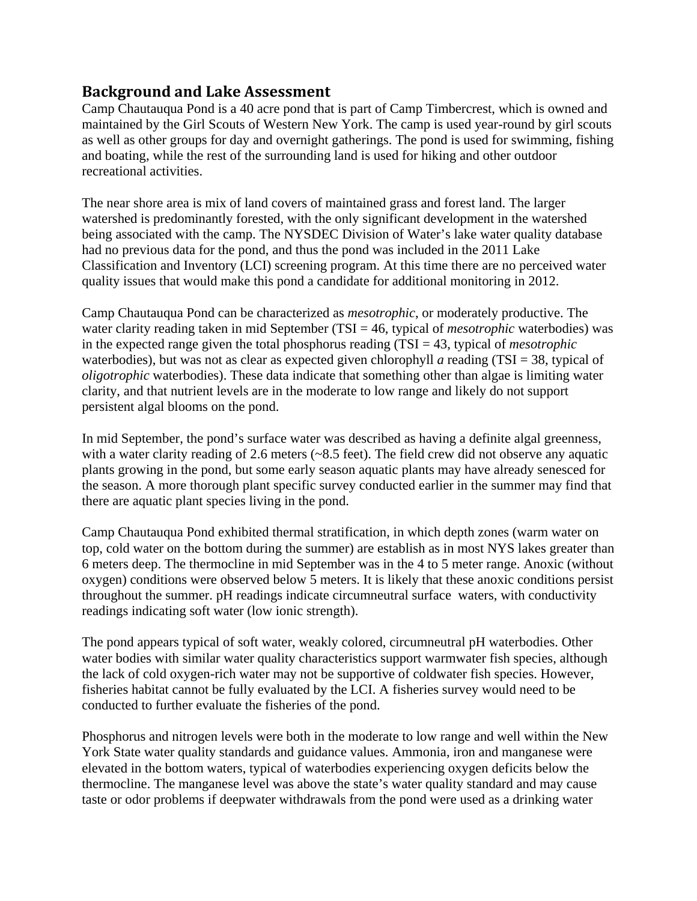## Background and Lake Assessment

Camp Chautauqua Pond is a 40 acre pond that is part of Camp Timbercrest, which is owned and maintained by the Girl Scouts of Western New York. The camp is used year-round by girl scouts as well as other groups for day and overnight gatherings. The pond is used for swimming, fishing and boating, while the rest of the surrounding land is used for hiking and other outdoor recreational activities.

The near shore area is mix of land covers of maintained grass and forest land. The larger watershed is predominantly forested, with the only significant development in the watershed being associated with the camp. The NYSDEC Division of Water's lake water quality database had no previous data for the pond, and thus the pond was included in the 2011 Lake Classification and Inventory (LCI) screening program. At this time there are no perceived water quality issues that would make this pond a candidate for additional monitoring in 2012.

Camp Chautauqua Pond can be characterized as *mesotrophic*, or moderately productive. The water clarity reading taken in mid September (TSI = 46, typical of *mesotrophic* waterbodies) was in the expected range given the total phosphorus reading (TSI = 43, typical of *mesotrophic* waterbodies), but was not as clear as expected given chlorophyll *a* reading (TSI = 38, typical of *oligotrophic* waterbodies). These data indicate that something other than algae is limiting water clarity, and that nutrient levels are in the moderate to low range and likely do not support persistent algal blooms on the pond.

In mid September, the pond's surface water was described as having a definite algal greenness, with a water clarity reading of 2.6 meters (~8.5 feet). The field crew did not observe any aquatic plants growing in the pond, but some early season aquatic plants may have already senesced for the season. A more thorough plant specific survey conducted earlier in the summer may find that there are aquatic plant species living in the pond.

Camp Chautauqua Pond exhibited thermal stratification, in which depth zones (warm water on top, cold water on the bottom during the summer) are establish as in most NYS lakes greater than 6 meters deep. The thermocline in mid September was in the 4 to 5 meter range. Anoxic (without oxygen) conditions were observed below 5 meters. It is likely that these anoxic conditions persist throughout the summer. pH readings indicate circumneutral surface waters, with conductivity readings indicating soft water (low ionic strength).

The pond appears typical of soft water, weakly colored, circumneutral pH waterbodies. Other water bodies with similar water quality characteristics support warmwater fish species, although the lack of cold oxygen-rich water may not be supportive of coldwater fish species. However, fisheries habitat cannot be fully evaluated by the LCI. A fisheries survey would need to be conducted to further evaluate the fisheries of the pond.

Phosphorus and nitrogen levels were both in the moderate to low range and well within the New York State water quality standards and guidance values. Ammonia, iron and manganese were elevated in the bottom waters, typical of waterbodies experiencing oxygen deficits below the thermocline. The manganese level was above the state's water quality standard and may cause taste or odor problems if deepwater withdrawals from the pond were used as a drinking water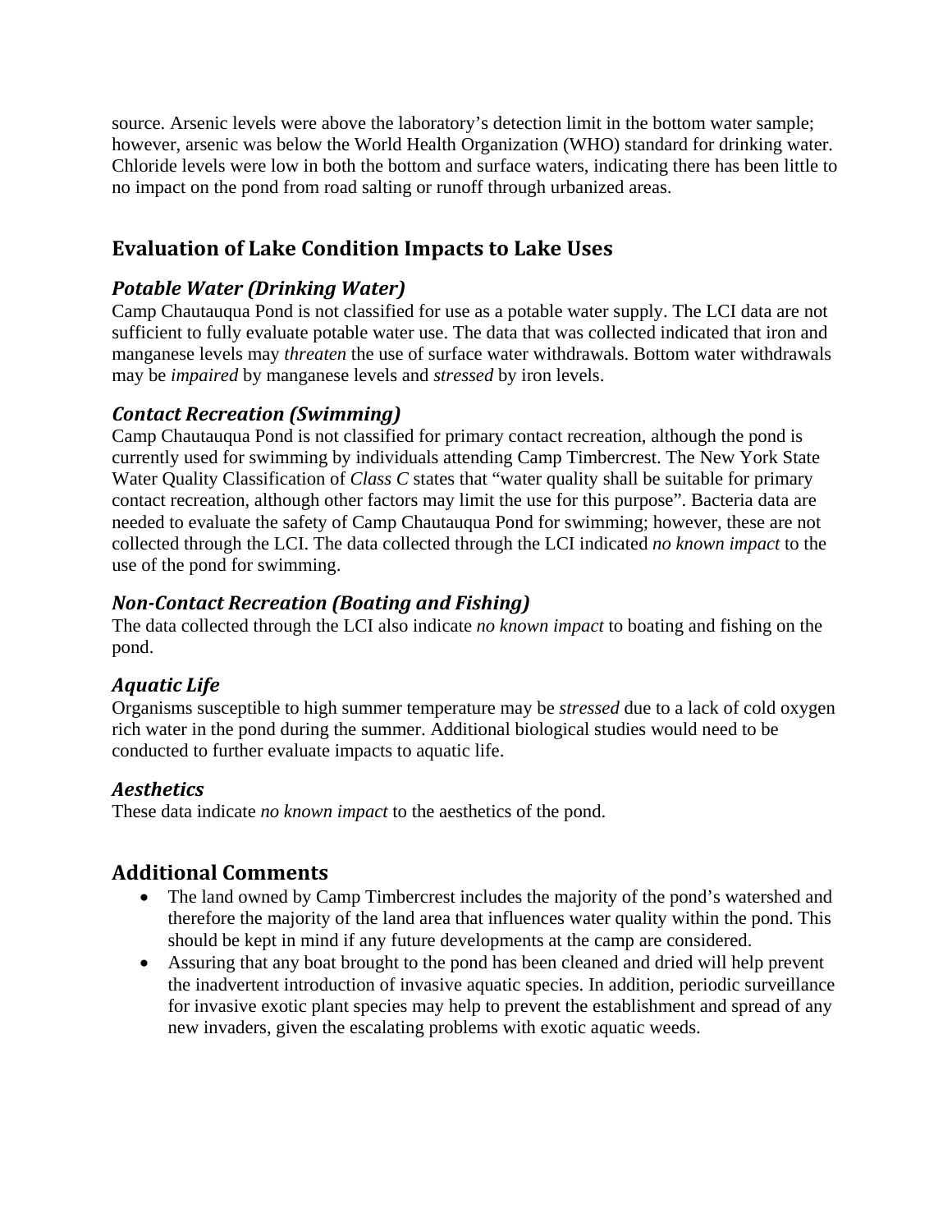source. Arsenic levels were above the laboratory's detection limit in the bottom water sample; however, arsenic was below the World Health Organization (WHO) standard for drinking water. Chloride levels were low in both the bottom and surface waters, indicating there has been little to no impact on the pond from road salting or runoff through urbanized areas.

## Evaluation of Lake Condition Impacts to Lake Uses

### *Potable Water (Drinking Water)*

Camp Chautauqua Pond is not classified for use as a potable water supply. The LCI data are not sufficient to fully evaluate potable water use. The data that was collected indicated that iron and manganese levels may *threaten* the use of surface water withdrawals. Bottom water withdrawals may be *impaired* by manganese levels and *stressed* by iron levels.

### *Contact Recreation (Swimming)*

Camp Chautauqua Pond is not classified for primary contact recreation, although the pond is currently used for swimming by individuals attending Camp Timbercrest. The New York State Water Quality Classification of *Class C* states that "water quality shall be suitable for primary contact recreation, although other factors may limit the use for this purpose". Bacteria data are needed to evaluate the safety of Camp Chautauqua Pond for swimming; however, these are not collected through the LCI. The data collected through the LCI indicated *no known impact* to the use of the pond for swimming.

### *Non-Contact Recreation (Boating and Fishing)*

The data collected through the LCI also indicate *no known impact* to boating and fishing on the pond.

### *Aquatic Life*

Organisms susceptible to high summer temperature may be *stressed* due to a lack of cold oxygen rich water in the pond during the summer. Additional biological studies would need to be conducted to further evaluate impacts to aquatic life.

### *Aesthetics*

These data indicate *no known impact* to the aesthetics of the pond.

## Additional Comments

- The land owned by Camp Timbercrest includes the majority of the pond's watershed and therefore the majority of the land area that influences water quality within the pond. This should be kept in mind if any future developments at the camp are considered.
- Assuring that any boat brought to the pond has been cleaned and dried will help prevent the inadvertent introduction of invasive aquatic species. In addition, periodic surveillance for invasive exotic plant species may help to prevent the establishment and spread of any new invaders, given the escalating problems with exotic aquatic weeds.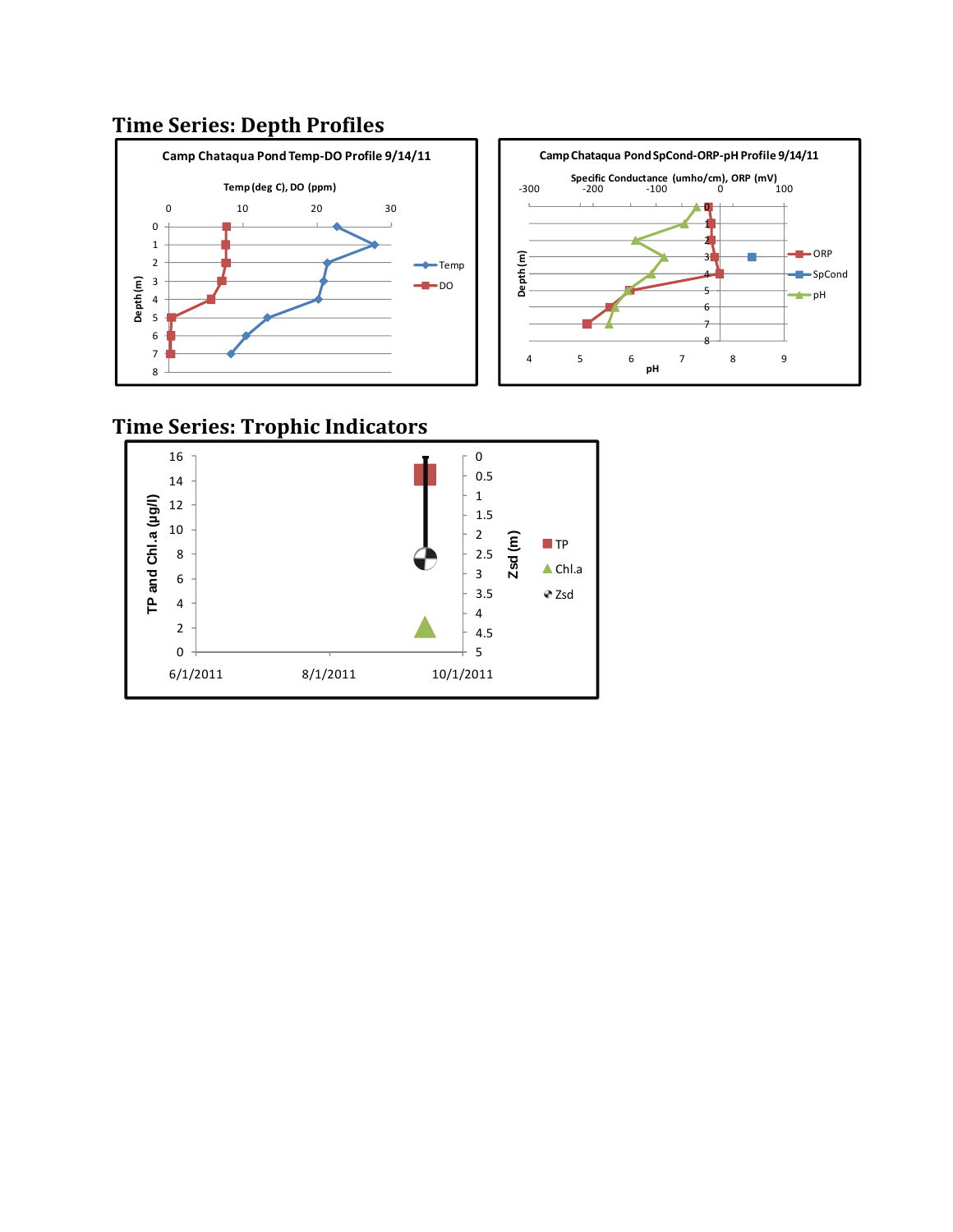## Time Series: Depth Profiles

Camp Chataqua Pond Temp-DO Profile 9/14/11

Temp (deg C), DO (ppm)

Depth (m)

Temp

DO

Camp Chataqua Pond SpCond-ORP-pH Profile 9/14/11

Specific Conductance (umho/cm), ORP (mV)

Depth (m)

pH

ORP

SpCond

pH

## Time Series: Trophic Indicators

TP and Chl.a (µg/l)

Zsd (m)

TP

Chl.a

Zsd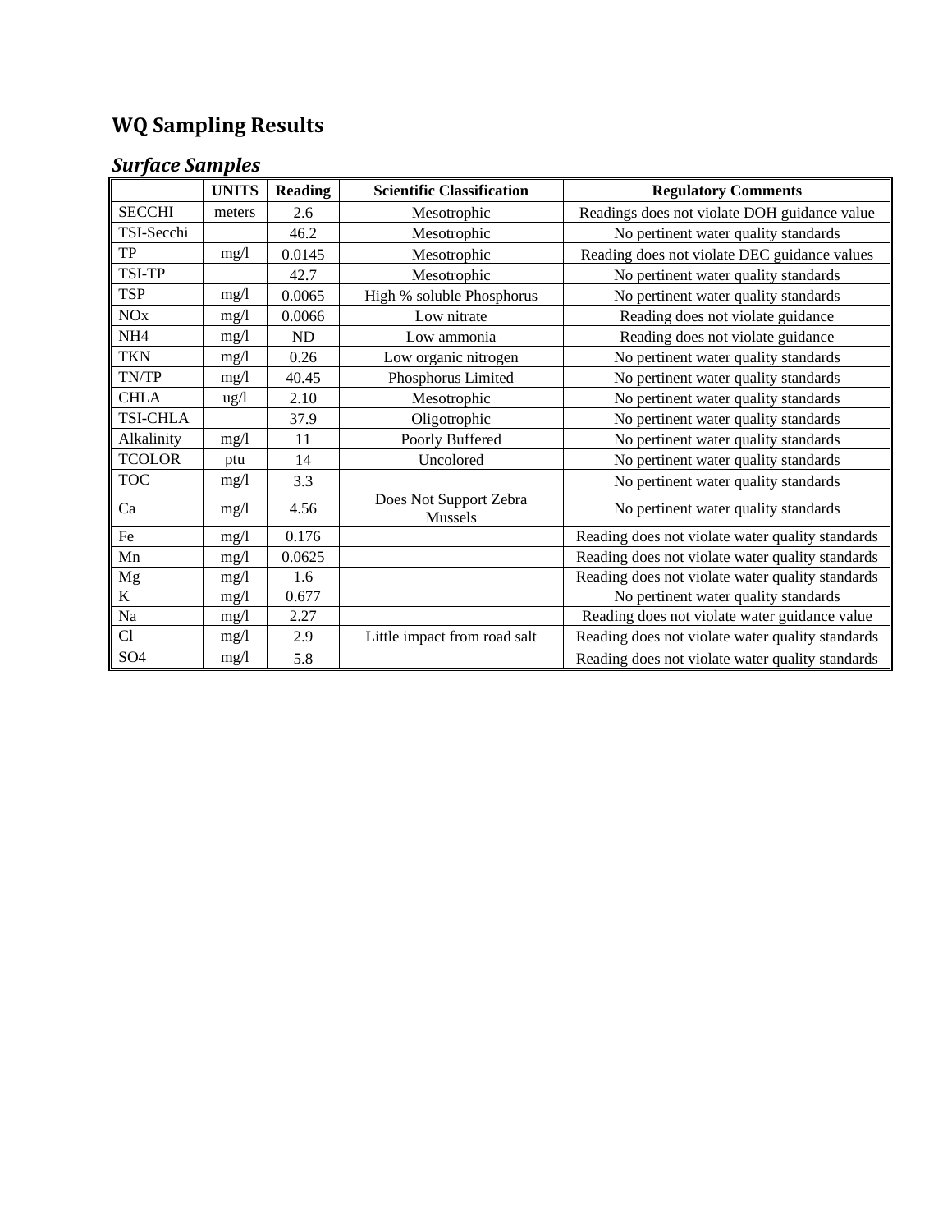## WQ Sampling Results

### *Surface Samples*

| | UNITS | Reading | Scientific Classification | Regulatory Comments |
|---|---|---|---|---|
| SECCHI | meters | 2.6 | Mesotrophic | Readings does not violate DOH guidance value |
| TSI-Secchi | | 46.2 | Mesotrophic | No pertinent water quality standards |
| TP | mg/l | 0.0145 | Mesotrophic | Reading does not violate DEC guidance values |
| TSI-TP | | 42.7 | Mesotrophic | No pertinent water quality standards |
| TSP | mg/l | 0.0065 | High % soluble Phosphorus | No pertinent water quality standards |
| NOx | mg/l | 0.0066 | Low nitrate | Reading does not violate guidance |
| NH4 | mg/l | ND | Low ammonia | Reading does not violate guidance |
| TKN | mg/l | 0.26 | Low organic nitrogen | No pertinent water quality standards |
| TN/TP | mg/l | 40.45 | Phosphorus Limited | No pertinent water quality standards |
| CHLA | ug/l | 2.10 | Mesotrophic | No pertinent water quality standards |
| TSI-CHLA | | 37.9 | Oligotrophic | No pertinent water quality standards |
| Alkalinity | mg/l | 11 | Poorly Buffered | No pertinent water quality standards |
| TCOLOR | ptu | 14 | Uncolored | No pertinent water quality standards |
| TOC | mg/l | 3.3 | | No pertinent water quality standards |
| Ca | mg/l | 4.56 | Does Not Support Zebra Mussels | No pertinent water quality standards |
| Fe | mg/l | 0.176 | | Reading does not violate water quality standards |
| Mn | mg/l | 0.0625 | | Reading does not violate water quality standards |
| Mg | mg/l | 1.6 | | Reading does not violate water quality standards |
| K | mg/l | 0.677 | | No pertinent water quality standards |
| Na | mg/l | 2.27 | | Reading does not violate water guidance value |
| Cl | mg/l | 2.9 | Little impact from road salt | Reading does not violate water quality standards |
| SO4 | mg/l | 5.8 | | Reading does not violate water quality standards |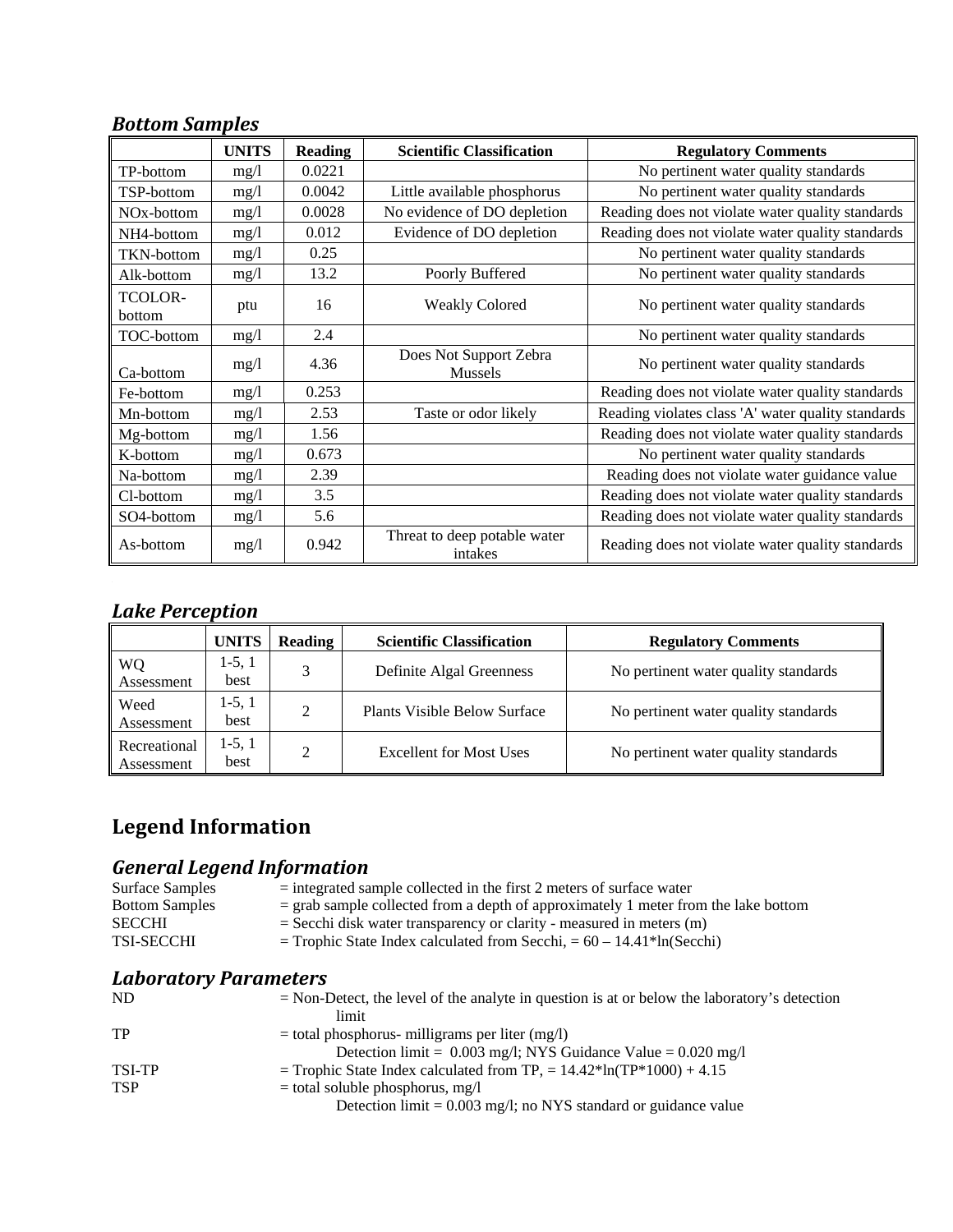### *Bottom Samples*

| | UNITS | Reading | Scientific Classification | Regulatory Comments |
|---|---|---|---|---|
| TP-bottom | mg/l | 0.0221 | | No pertinent water quality standards |
| TSP-bottom | mg/l | 0.0042 | Little available phosphorus | No pertinent water quality standards |
| NOx-bottom | mg/l | 0.0028 | No evidence of DO depletion | Reading does not violate water quality standards |
| NH4-bottom | mg/l | 0.012 | Evidence of DO depletion | Reading does not violate water quality standards |
| TKN-bottom | mg/l | 0.25 | | No pertinent water quality standards |
| Alk-bottom | mg/l | 13.2 | Poorly Buffered | No pertinent water quality standards |
| TCOLOR-bottom | ptu | 16 | Weakly Colored | No pertinent water quality standards |
| TOC-bottom | mg/l | 2.4 | | No pertinent water quality standards |
| Ca-bottom | mg/l | 4.36 | Does Not Support Zebra Mussels | No pertinent water quality standards |
| Fe-bottom | mg/l | 0.253 | | Reading does not violate water quality standards |
| Mn-bottom | mg/l | 2.53 | Taste or odor likely | Reading violates class 'A' water quality standards |
| Mg-bottom | mg/l | 1.56 | | Reading does not violate water quality standards |
| K-bottom | mg/l | 0.673 | | No pertinent water quality standards |
| Na-bottom | mg/l | 2.39 | | Reading does not violate water guidance value |
| Cl-bottom | mg/l | 3.5 | | Reading does not violate water quality standards |
| SO4-bottom | mg/l | 5.6 | | Reading does not violate water quality standards |
| As-bottom | mg/l | 0.942 | Threat to deep potable water intakes | Reading does not violate water quality standards |

### *Lake Perception*

| | UNITS | Reading | Scientific Classification | Regulatory Comments |
|---|---|---|---|---|
| WQ Assessment | 1-5, 1 best | 3 | Definite Algal Greenness | No pertinent water quality standards |
| Weed Assessment | 1-5, 1 best | 2 | Plants Visible Below Surface | No pertinent water quality standards |
| Recreational Assessment | 1-5, 1 best | 2 | Excellent for Most Uses | No pertinent water quality standards |

## Legend Information

### *General Legend Information*

Surface Samples = integrated sample collected in the first 2 meters of surface water
Bottom Samples = grab sample collected from a depth of approximately 1 meter from the lake bottom
SECCHI = Secchi disk water transparency or clarity - measured in meters (m)
TSI-SECCHI = Trophic State Index calculated from Secchi, $= 60 - 14.41 \cdot \ln(\text{Secchi})$

### *Laboratory Parameters*

ND = Non-Detect, the level of the analyte in question is at or below the laboratory's detection limit
TP = total phosphorus- milligrams per liter (mg/l)
Detection limit = 0.003 mg/l; NYS Guidance Value = 0.020 mg/l
TSI-TP = Trophic State Index calculated from TP, $= 14.42 \cdot \ln(\text{TP} \cdot 1000) + 4.15$
TSP = total soluble phosphorus, mg/l
Detection limit = 0.003 mg/l; no NYS standard or guidance value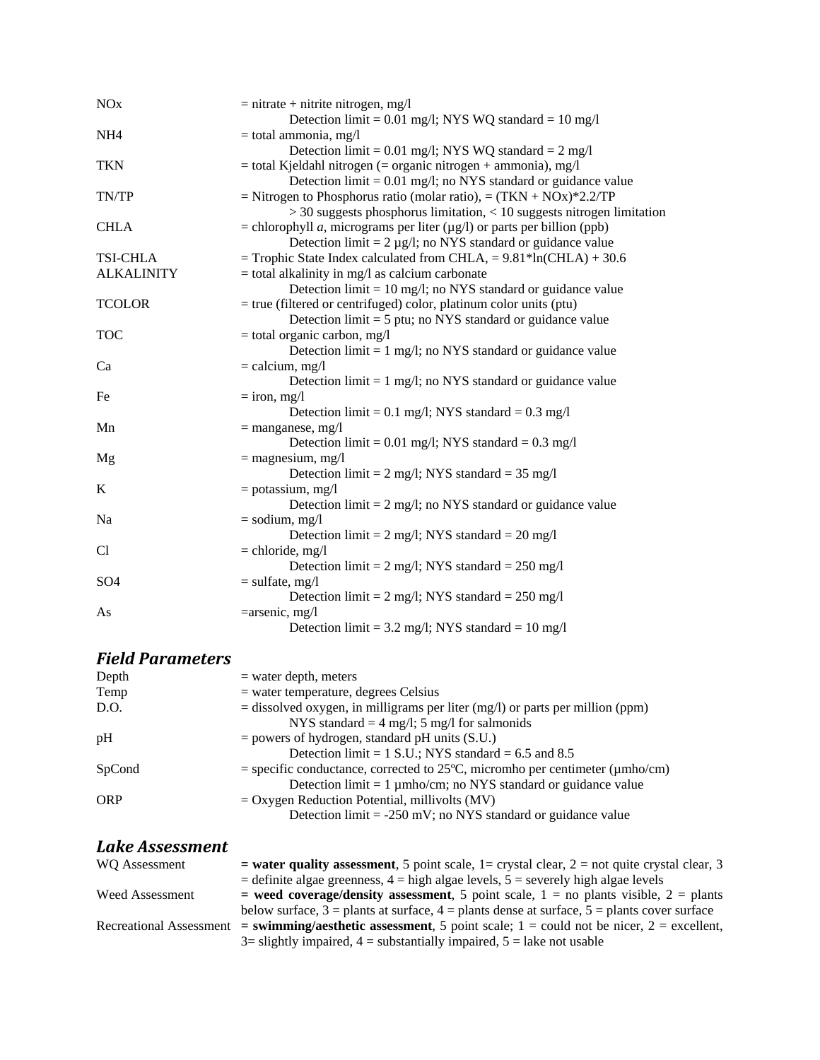| | | |
|---|---|---|
| NOx | = nitrate + nitrite nitrogen, mg/l | |
| | Detection limit = 0.01 mg/l; NYS WQ standard = 10 mg/l | |
| NH4 | = total ammonia, mg/l | |
| | Detection limit = 0.01 mg/l; NYS WQ standard = 2 mg/l | |
| TKN | = total Kjeldahl nitrogen (= organic nitrogen + ammonia), mg/l | |
| | Detection limit = 0.01 mg/l; no NYS standard or guidance value | |
| TN/TP | = Nitrogen to Phosphorus ratio (molar ratio), = (TKN + NOx)*2.2/TP | |
| | > 30 suggests phosphorus limitation, < 10 suggests nitrogen limitation | |
| CHLA | = chlorophyll *a*, micrograms per liter (µg/l) or parts per billion (ppb) | |
| | Detection limit = 2 µg/l; no NYS standard or guidance value | |
| TSI-CHLA | = Trophic State Index calculated from CHLA, = 9.81*ln(CHLA) + 30.6 | |
| ALKALINITY | = total alkalinity in mg/l as calcium carbonate | |
| | Detection limit = 10 mg/l; no NYS standard or guidance value | |
| TCOLOR | = true (filtered or centrifuged) color, platinum color units (ptu) | |
| | Detection limit = 5 ptu; no NYS standard or guidance value | |
| TOC | = total organic carbon, mg/l | |
| | Detection limit = 1 mg/l; no NYS standard or guidance value | |
| Ca | = calcium, mg/l | |
| | Detection limit = 1 mg/l; no NYS standard or guidance value | |
| Fe | = iron, mg/l | |
| | Detection limit = 0.1 mg/l; NYS standard = 0.3 mg/l | |
| Mn | = manganese, mg/l | |
| | Detection limit = 0.01 mg/l; NYS standard = 0.3 mg/l | |
| Mg | = magnesium, mg/l | |
| | Detection limit = 2 mg/l; NYS standard = 35 mg/l | |
| K | = potassium, mg/l | |
| | Detection limit = 2 mg/l; no NYS standard or guidance value | |
| Na | = sodium, mg/l | |
| | Detection limit = 2 mg/l; NYS standard = 20 mg/l | |
| Cl | = chloride, mg/l | |
| | Detection limit = 2 mg/l; NYS standard = 250 mg/l | |
| SO4 | = sulfate, mg/l | |
| | Detection limit = 2 mg/l; NYS standard = 250 mg/l | |
| As | =arsenic, mg/l | |
| | Detection limit = 3.2 mg/l; NYS standard = 10 mg/l | |

## *Field Parameters*

| | |
|---|---|
| Depth | = water depth, meters |
| Temp | = water temperature, degrees Celsius |
| D.O. | = dissolved oxygen, in milligrams per liter (mg/l) or parts per million (ppm) |
| | NYS standard = 4 mg/l; 5 mg/l for salmonids |
| pH | = powers of hydrogen, standard pH units (S.U.) |
| | Detection limit = 1 S.U.; NYS standard = 6.5 and 8.5 |
| SpCond | = specific conductance, corrected to 25ºC, micromho per centimeter (µmho/cm) |
| | Detection limit = 1 µmho/cm; no NYS standard or guidance value |
| ORP | = Oxygen Reduction Potential, millivolts (MV) |
| | Detection limit = -250 mV; no NYS standard or guidance value |

## *Lake Assessment*

| | |
|---|---|
| WQ Assessment | **= water quality assessment**, 5 point scale, 1= crystal clear, 2 = not quite crystal clear, 3 = definite algae greenness, 4 = high algae levels, 5 = severely high algae levels |
| Weed Assessment | **= weed coverage/density assessment**, 5 point scale, 1 = no plants visible, 2 = plants below surface, 3 = plants at surface, 4 = plants dense at surface, 5 = plants cover surface |
| Recreational Assessment | **= swimming/aesthetic assessment**, 5 point scale; 1 = could not be nicer, 2 = excellent, 3= slightly impaired, 4 = substantially impaired, 5 = lake not usable |